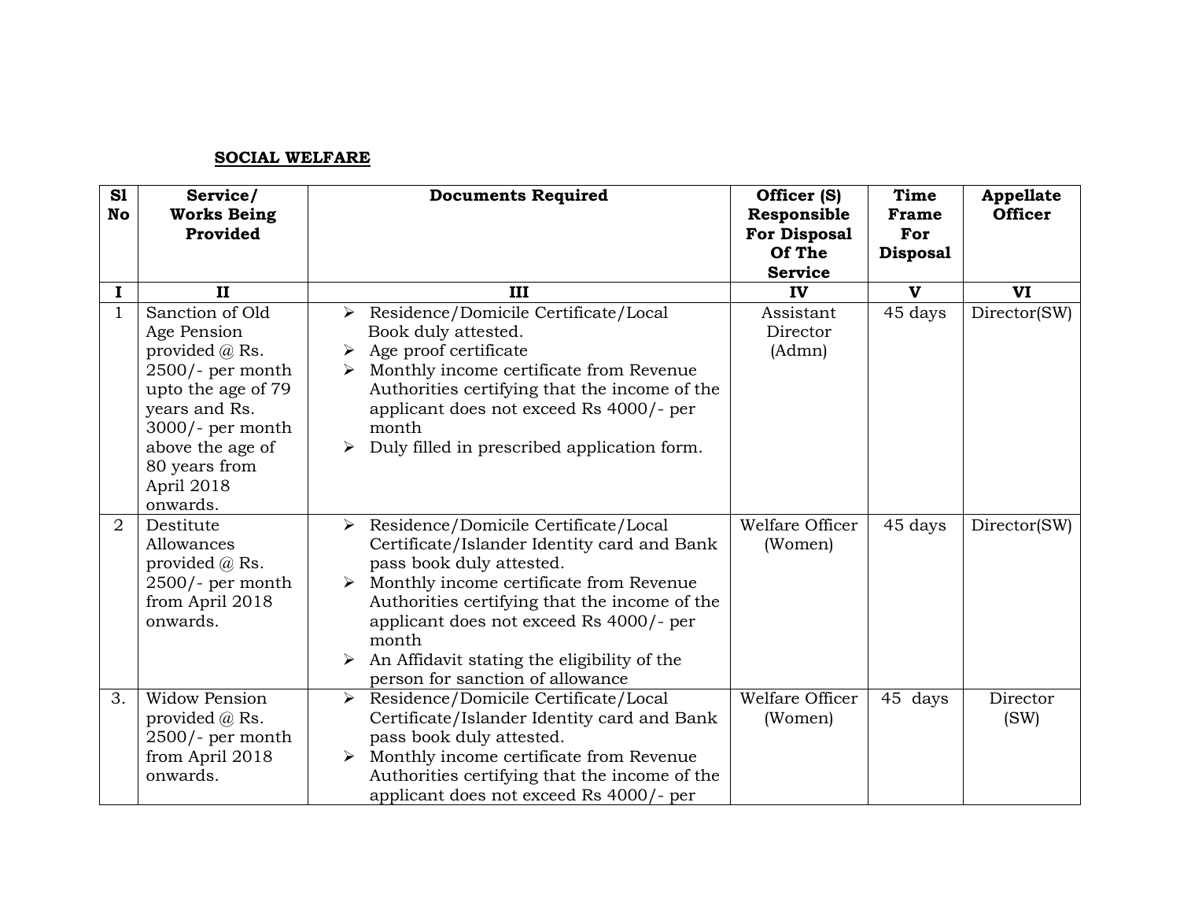**SOCIAL WELFARE**

| Sl No | Service/ Works Being Provided | Documents Required | Officer (S) Responsible For Disposal Of The Service | Time Frame For Disposal | Appellate Officer |
|---|---|---|---|---|---|
| I | II | III | IV | V | VI |
| 1 | Sanction of Old Age Pension provided @ Rs. 2500/- per month upto the age of 79 years and Rs. 3000/- per month above the age of 80 years from April 2018 onwards. | ➢ Residence/Domicile Certificate/Local Book duly attested.<br>➢ Age proof certificate<br>➢ Monthly income certificate from Revenue Authorities certifying that the income of the applicant does not exceed Rs 4000/- per month<br>➢ Duly filled in prescribed application form. | Assistant Director (Admn) | 45 days | Director(SW) |
| 2 | Destitute Allowances provided @ Rs. 2500/- per month from April 2018 onwards. | ➢ Residence/Domicile Certificate/Local Certificate/Islander Identity card and Bank pass book duly attested.<br>➢ Monthly income certificate from Revenue Authorities certifying that the income of the applicant does not exceed Rs 4000/- per month<br>➢ An Affidavit stating the eligibility of the person for sanction of allowance | Welfare Officer (Women) | 45 days | Director(SW) |
| 3. | Widow Pension provided @ Rs. 2500/- per month from April 2018 onwards. | ➢ Residence/Domicile Certificate/Local Certificate/Islander Identity card and Bank pass book duly attested.<br>➢ Monthly income certificate from Revenue Authorities certifying that the income of the applicant does not exceed Rs 4000/- per | Welfare Officer (Women) | 45 days | Director (SW) |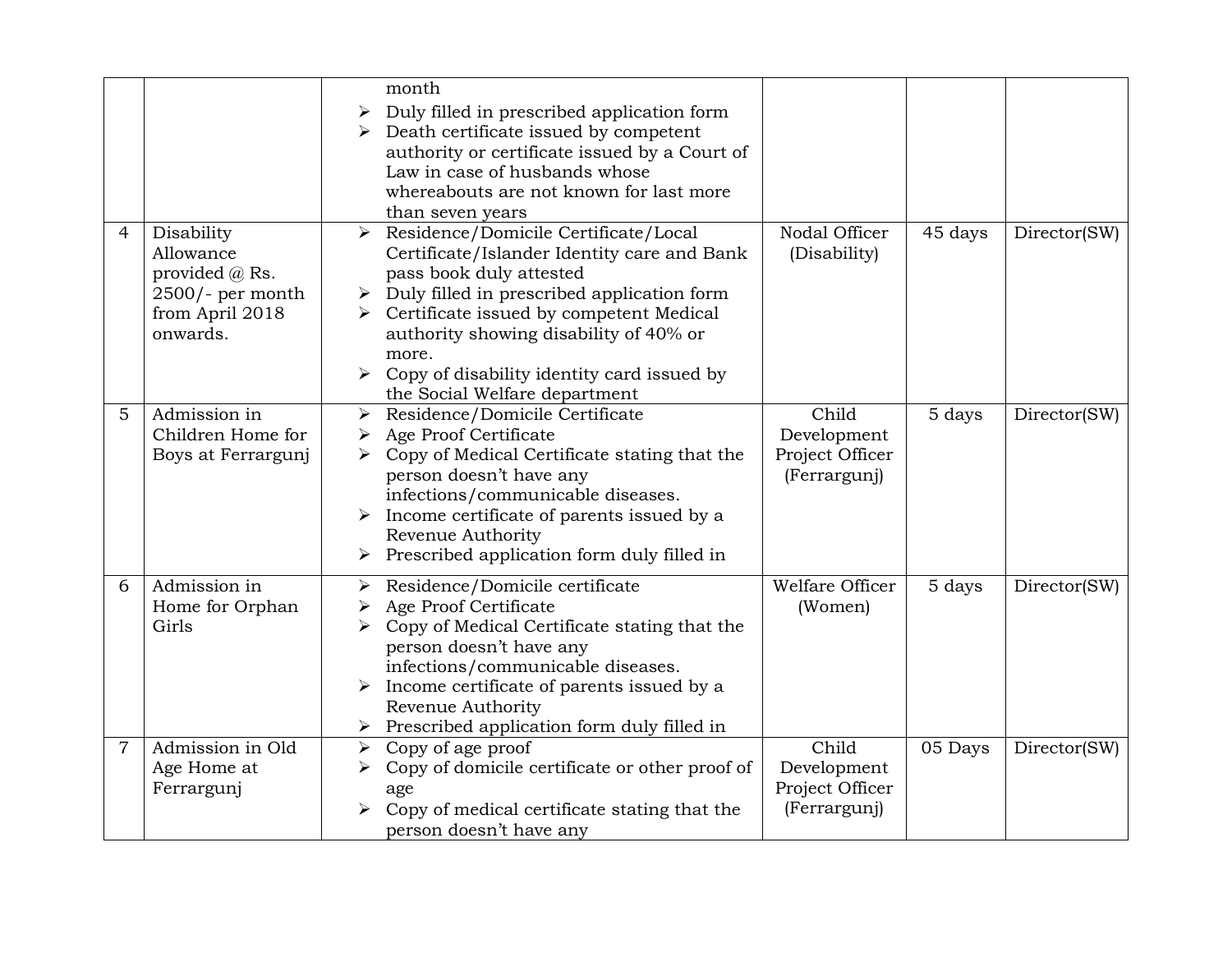| | | | | | |
|---|---|---|---|---|---|
| | | month<br>➢ Duly filled in prescribed application form<br>➢ Death certificate issued by competent authority or certificate issued by a Court of Law in case of husbands whose whereabouts are not known for last more than seven years | | | |
| 4 | Disability Allowance provided @ Rs. 2500/- per month from April 2018 onwards. | ➢ Residence/Domicile Certificate/Local Certificate/Islander Identity care and Bank pass book duly attested<br>➢ Duly filled in prescribed application form<br>➢ Certificate issued by competent Medical authority showing disability of 40% or more.<br>➢ Copy of disability identity card issued by the Social Welfare department | Nodal Officer (Disability) | 45 days | Director(SW) |
| 5 | Admission in Children Home for Boys at Ferrargunj | ➢ Residence/Domicile Certificate<br>➢ Age Proof Certificate<br>➢ Copy of Medical Certificate stating that the person doesn't have any infections/communicable diseases.<br>➢ Income certificate of parents issued by a Revenue Authority<br>➢ Prescribed application form duly filled in | Child Development Project Officer (Ferrargunj) | 5 days | Director(SW) |
| 6 | Admission in Home for Orphan Girls | ➢ Residence/Domicile certificate<br>➢ Age Proof Certificate<br>➢ Copy of Medical Certificate stating that the person doesn't have any infections/communicable diseases.<br>➢ Income certificate of parents issued by a Revenue Authority<br>➢ Prescribed application form duly filled in | Welfare Officer (Women) | 5 days | Director(SW) |
| 7 | Admission in Old Age Home at Ferrargunj | ➢ Copy of age proof<br>➢ Copy of domicile certificate or other proof of age<br>➢ Copy of medical certificate stating that the person doesn't have any | Child Development Project Officer (Ferrargunj) | 05 Days | Director(SW) |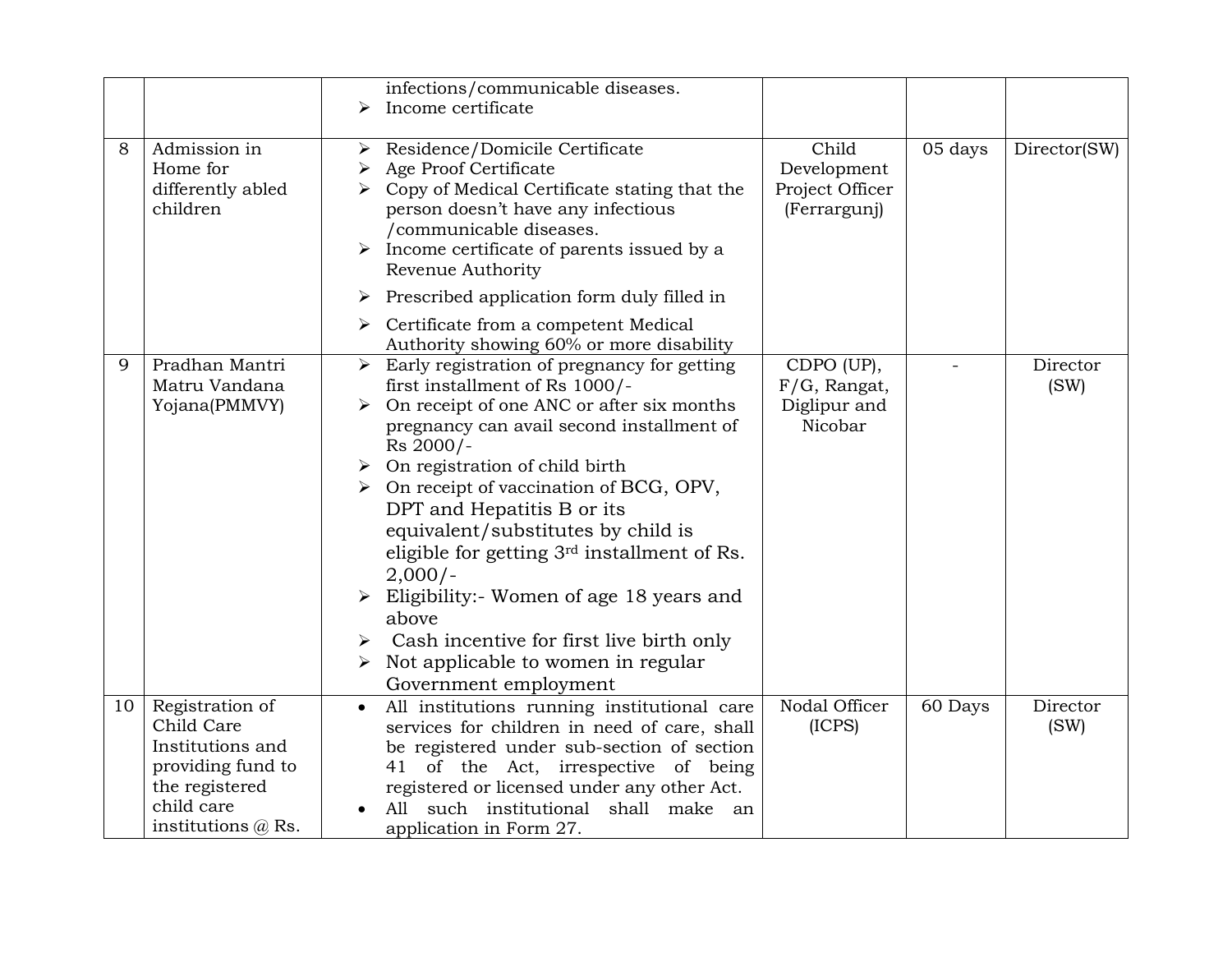| | | | | | |
|---|---|---|---|---|---|
| | | ➢ infections/communicable diseases.<br>➢ Income certificate | | | |
| 8 | Admission in Home for differently abled children | ➢ Residence/Domicile Certificate<br>➢ Age Proof Certificate<br>➢ Copy of Medical Certificate stating that the person doesn't have any infectious /communicable diseases.<br>➢ Income certificate of parents issued by a Revenue Authority<br>➢ Prescribed application form duly filled in<br>➢ Certificate from a competent Medical Authority showing 60% or more disability | Child Development Project Officer (Ferrargunj) | 05 days | Director(SW) |
| 9 | Pradhan Mantri Matru Vandana Yojana(PMMVY) | ➢ Early registration of pregnancy for getting first installment of Rs 1000/-<br>➢ On receipt of one ANC or after six months pregnancy can avail second installment of Rs 2000/-<br>➢ On registration of child birth<br>➢ On receipt of vaccination of BCG, OPV, DPT and Hepatitis B or its equivalent/substitutes by child is eligible for getting 3rd installment of Rs. 2,000/-<br>➢ Eligibility:- Women of age 18 years and above<br>➢ Cash incentive for first live birth only<br>➢ Not applicable to women in regular Government employment | CDPO (UP), F/G, Rangat, Diglipur and Nicobar | - | Director (SW) |
| 10 | Registration of Child Care Institutions and providing fund to the registered child care institutions @ Rs. | • All institutions running institutional care services for children in need of care, shall be registered under sub-section of section 41 of the Act, irrespective of being registered or licensed under any other Act.<br>• All such institutional shall make an application in Form 27. | Nodal Officer (ICPS) | 60 Days | Director (SW) |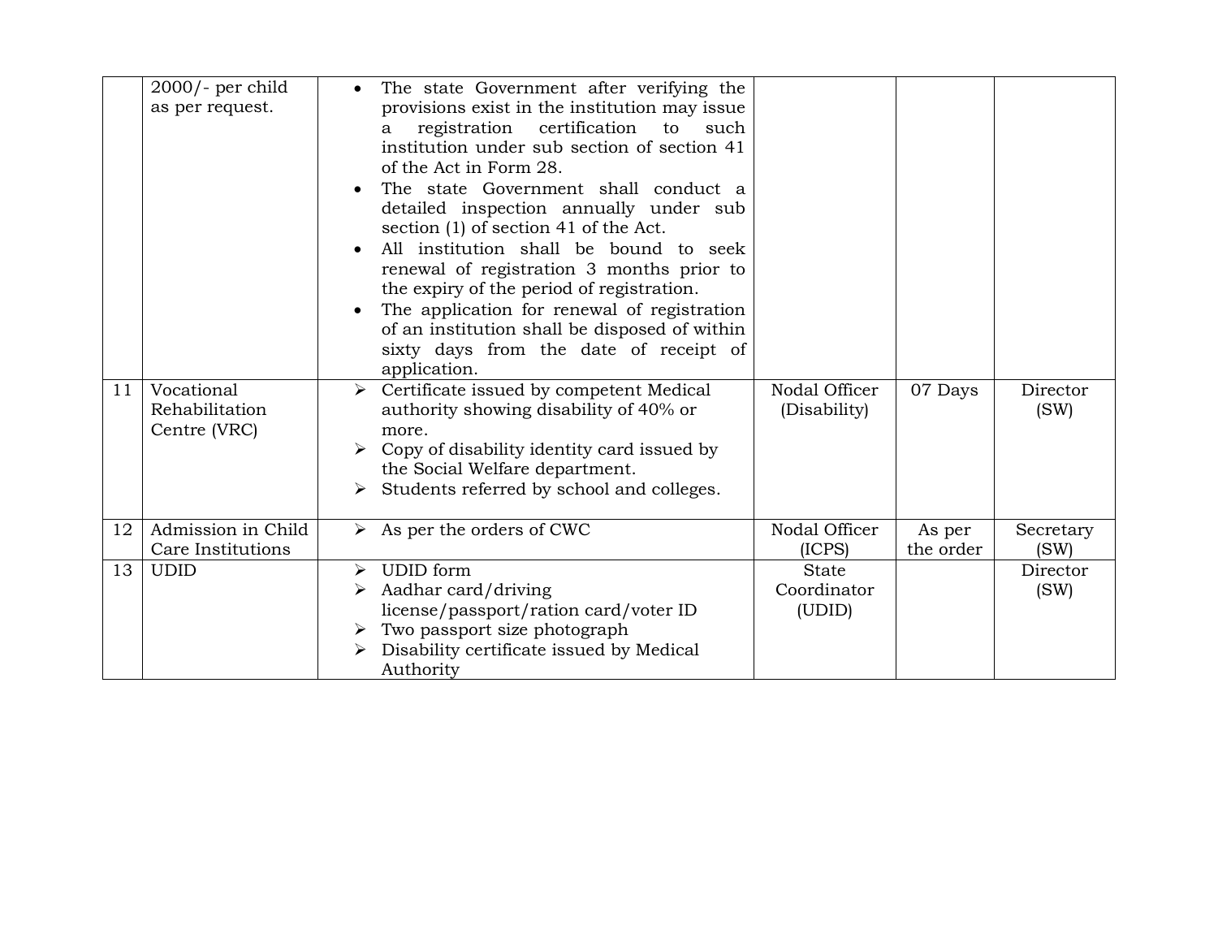| | | | | | |
|---|---|---|---|---|---|
| | 2000/- per child as per request. | • The state Government after verifying the provisions exist in the institution may issue a registration certification to such institution under sub section of section 41 of the Act in Form 28.<br>• The state Government shall conduct a detailed inspection annually under sub section (1) of section 41 of the Act.<br>• All institution shall be bound to seek renewal of registration 3 months prior to the expiry of the period of registration.<br>• The application for renewal of registration of an institution shall be disposed of within sixty days from the date of receipt of application. | | | |
| 11 | Vocational Rehabilitation Centre (VRC) | ➢ Certificate issued by competent Medical authority showing disability of 40% or more.<br>➢ Copy of disability identity card issued by the Social Welfare department.<br>➢ Students referred by school and colleges. | Nodal Officer (Disability) | 07 Days | Director (SW) |
| 12 | Admission in Child Care Institutions | ➢ As per the orders of CWC | Nodal Officer (ICPS) | As per the order | Secretary (SW) |
| 13 | UDID | ➢ UDID form<br>➢ Aadhar card/driving license/passport/ration card/voter ID<br>➢ Two passport size photograph<br>➢ Disability certificate issued by Medical Authority | State Coordinator (UDID) | | Director (SW) |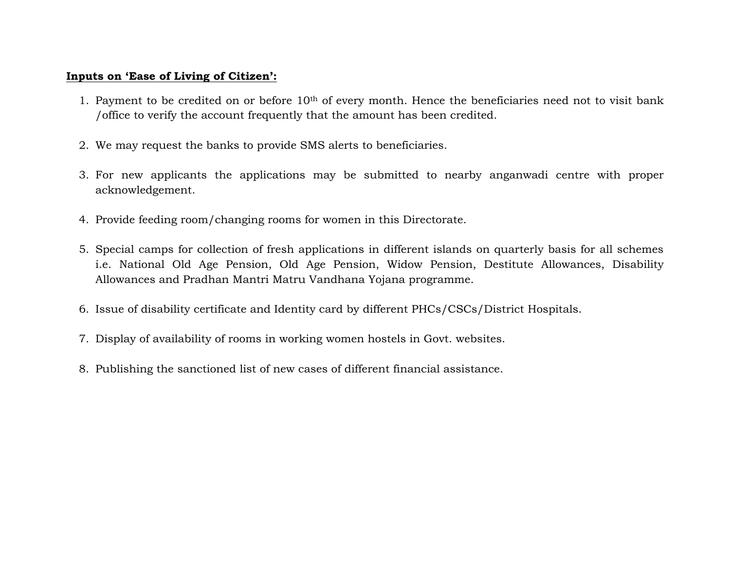**Inputs on 'Ease of Living of Citizen':**

1. Payment to be credited on or before $10^{th}$ of every month. Hence the beneficiaries need not to visit bank /office to verify the account frequently that the amount has been credited.

2. We may request the banks to provide SMS alerts to beneficiaries.

3. For new applicants the applications may be submitted to nearby anganwadi centre with proper acknowledgement.

4. Provide feeding room/changing rooms for women in this Directorate.

5. Special camps for collection of fresh applications in different islands on quarterly basis for all schemes i.e. National Old Age Pension, Old Age Pension, Widow Pension, Destitute Allowances, Disability Allowances and Pradhan Mantri Matru Vandhana Yojana programme.

6. Issue of disability certificate and Identity card by different PHCs/CSCs/District Hospitals.

7. Display of availability of rooms in working women hostels in Govt. websites.

8. Publishing the sanctioned list of new cases of different financial assistance.